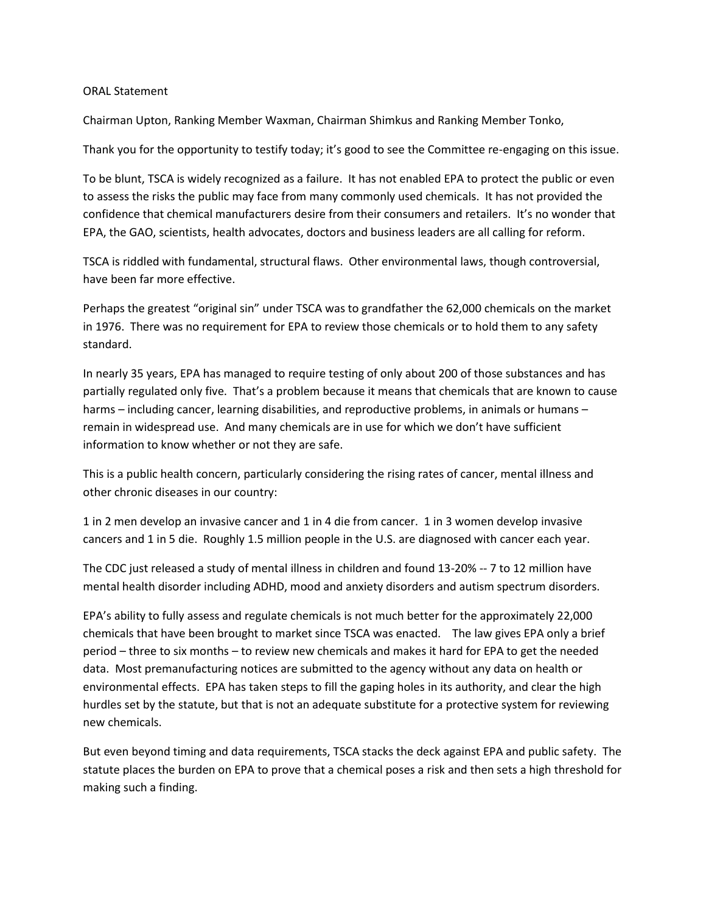ORAL Statement

Chairman Upton, Ranking Member Waxman, Chairman Shimkus and Ranking Member Tonko,

Thank you for the opportunity to testify today; it's good to see the Committee re-engaging on this issue.

To be blunt, TSCA is widely recognized as a failure. It has not enabled EPA to protect the public or even to assess the risks the public may face from many commonly used chemicals. It has not provided the confidence that chemical manufacturers desire from their consumers and retailers. It's no wonder that EPA, the GAO, scientists, health advocates, doctors and business leaders are all calling for reform.

TSCA is riddled with fundamental, structural flaws. Other environmental laws, though controversial, have been far more effective.

Perhaps the greatest "original sin" under TSCA was to grandfather the 62,000 chemicals on the market in 1976. There was no requirement for EPA to review those chemicals or to hold them to any safety standard.

In nearly 35 years, EPA has managed to require testing of only about 200 of those substances and has partially regulated only five. That's a problem because it means that chemicals that are known to cause harms – including cancer, learning disabilities, and reproductive problems, in animals or humans – remain in widespread use. And many chemicals are in use for which we don't have sufficient information to know whether or not they are safe.

This is a public health concern, particularly considering the rising rates of cancer, mental illness and other chronic diseases in our country:

1 in 2 men develop an invasive cancer and 1 in 4 die from cancer. 1 in 3 women develop invasive cancers and 1 in 5 die. Roughly 1.5 million people in the U.S. are diagnosed with cancer each year.

The CDC just released a study of mental illness in children and found 13-20% -- 7 to 12 million have mental health disorder including ADHD, mood and anxiety disorders and autism spectrum disorders.

EPA's ability to fully assess and regulate chemicals is not much better for the approximately 22,000 chemicals that have been brought to market since TSCA was enacted. The law gives EPA only a brief period – three to six months – to review new chemicals and makes it hard for EPA to get the needed data. Most premanufacturing notices are submitted to the agency without any data on health or environmental effects. EPA has taken steps to fill the gaping holes in its authority, and clear the high hurdles set by the statute, but that is not an adequate substitute for a protective system for reviewing new chemicals.

But even beyond timing and data requirements, TSCA stacks the deck against EPA and public safety. The statute places the burden on EPA to prove that a chemical poses a risk and then sets a high threshold for making such a finding.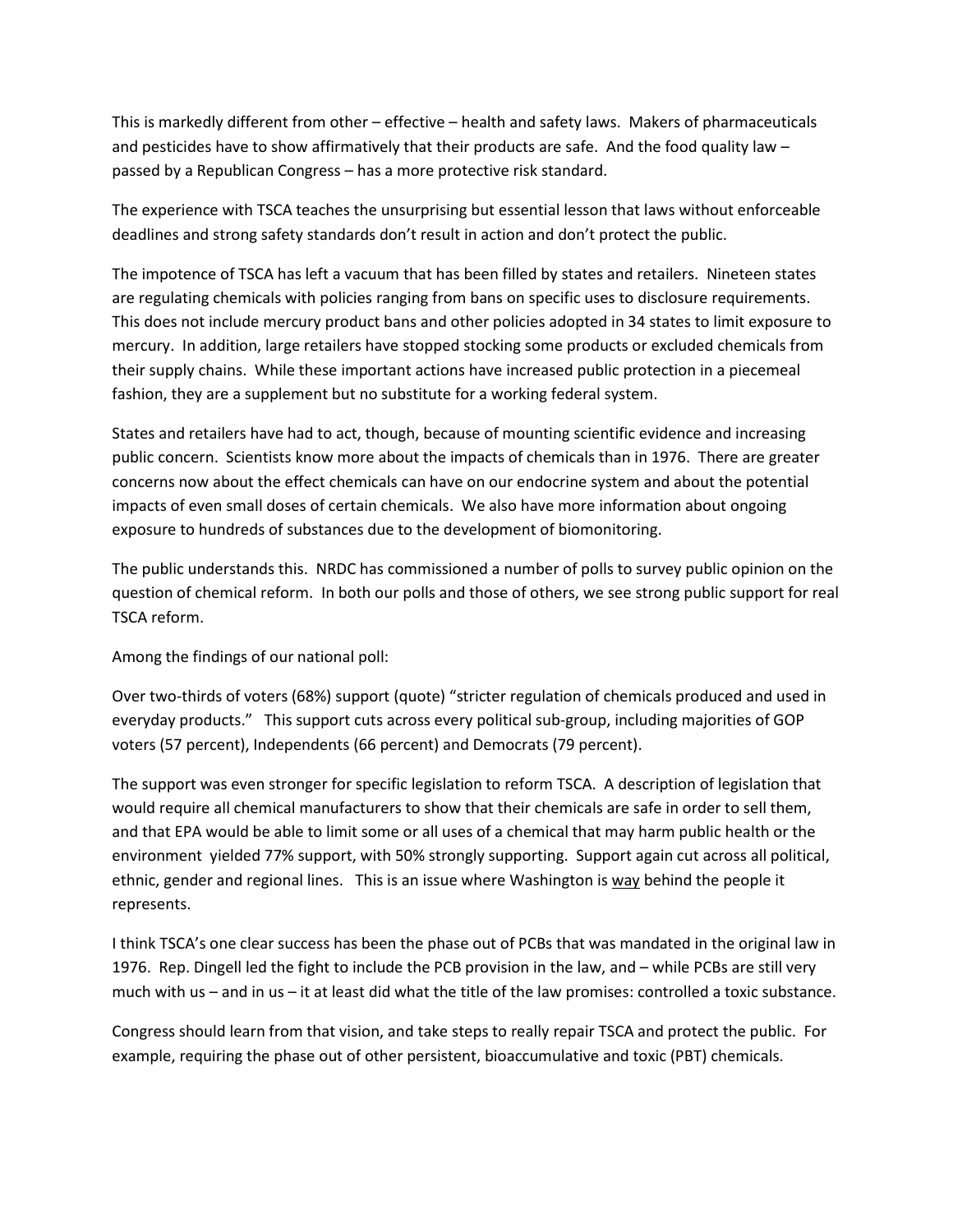This is markedly different from other – effective – health and safety laws. Makers of pharmaceuticals and pesticides have to show affirmatively that their products are safe. And the food quality law – passed by a Republican Congress – has a more protective risk standard.

The experience with TSCA teaches the unsurprising but essential lesson that laws without enforceable deadlines and strong safety standards don't result in action and don't protect the public.

The impotence of TSCA has left a vacuum that has been filled by states and retailers. Nineteen states are regulating chemicals with policies ranging from bans on specific uses to disclosure requirements. This does not include mercury product bans and other policies adopted in 34 states to limit exposure to mercury. In addition, large retailers have stopped stocking some products or excluded chemicals from their supply chains. While these important actions have increased public protection in a piecemeal fashion, they are a supplement but no substitute for a working federal system.

States and retailers have had to act, though, because of mounting scientific evidence and increasing public concern. Scientists know more about the impacts of chemicals than in 1976. There are greater concerns now about the effect chemicals can have on our endocrine system and about the potential impacts of even small doses of certain chemicals. We also have more information about ongoing exposure to hundreds of substances due to the development of biomonitoring.

The public understands this. NRDC has commissioned a number of polls to survey public opinion on the question of chemical reform. In both our polls and those of others, we see strong public support for real TSCA reform.

Among the findings of our national poll:

Over two-thirds of voters (68%) support (quote) "stricter regulation of chemicals produced and used in everyday products." This support cuts across every political sub-group, including majorities of GOP voters (57 percent), Independents (66 percent) and Democrats (79 percent).

The support was even stronger for specific legislation to reform TSCA. A description of legislation that would require all chemical manufacturers to show that their chemicals are safe in order to sell them, and that EPA would be able to limit some or all uses of a chemical that may harm public health or the environment yielded 77% support, with 50% strongly supporting. Support again cut across all political, ethnic, gender and regional lines. This is an issue where Washington is <u>way</u> behind the people it represents.

I think TSCA's one clear success has been the phase out of PCBs that was mandated in the original law in 1976. Rep. Dingell led the fight to include the PCB provision in the law, and – while PCBs are still very much with us – and in us – it at least did what the title of the law promises: controlled a toxic substance.

Congress should learn from that vision, and take steps to really repair TSCA and protect the public. For example, requiring the phase out of other persistent, bioaccumulative and toxic (PBT) chemicals.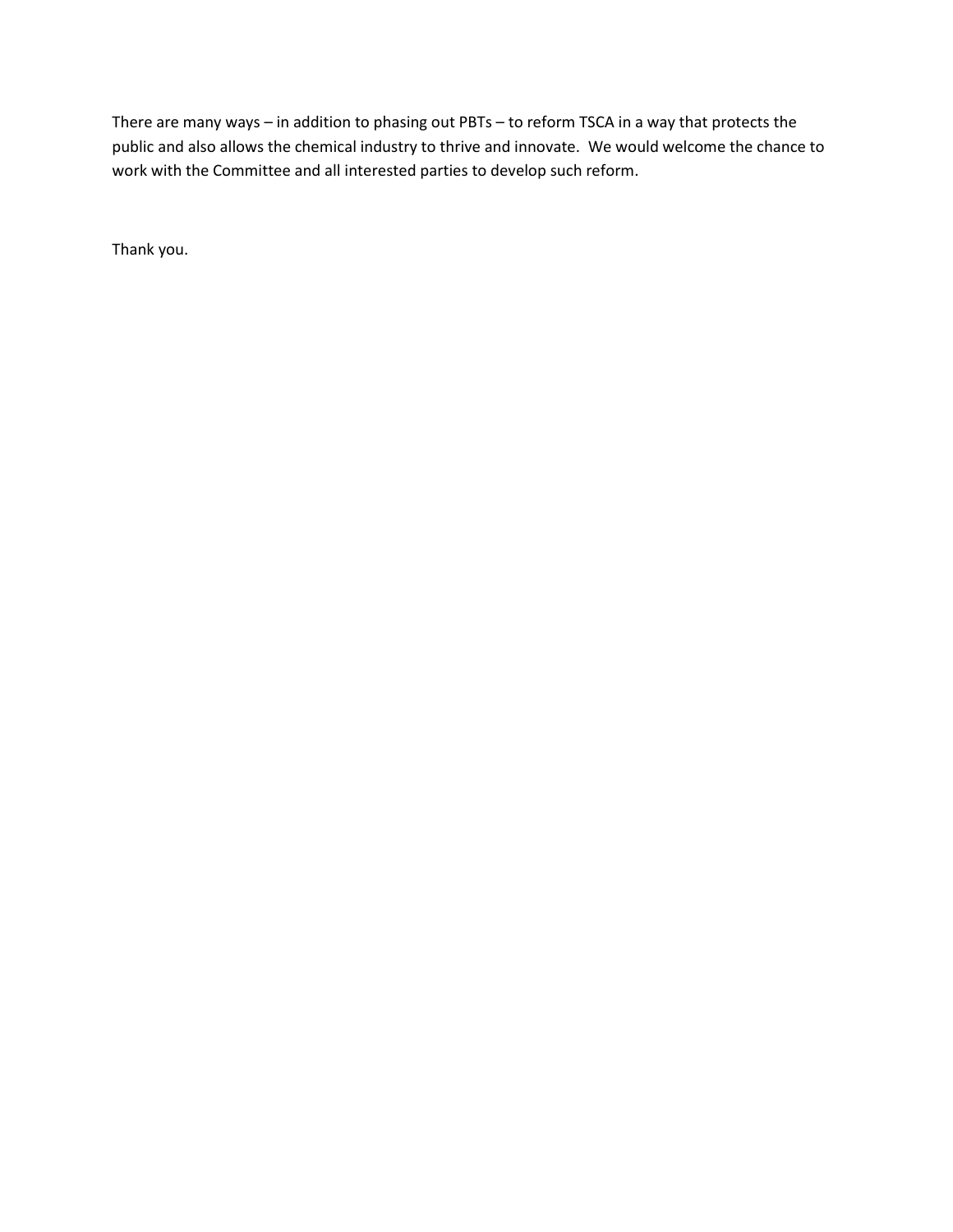There are many ways – in addition to phasing out PBTs – to reform TSCA in a way that protects the public and also allows the chemical industry to thrive and innovate. We would welcome the chance to work with the Committee and all interested parties to develop such reform.

Thank you.